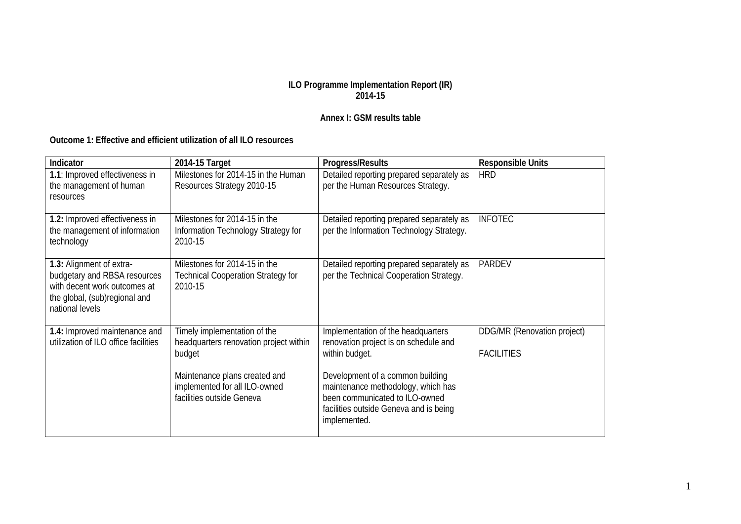**ILO Programme Implementation Report (IR)**
**2014-15**

**Annex I: GSM results table**

**Outcome 1: Effective and efficient utilization of all ILO resources**

| Indicator | 2014-15 Target | Progress/Results | Responsible Units |
|---|---|---|---|
| **1.1**: Improved effectiveness in the management of human resources | Milestones for 2014-15 in the Human Resources Strategy 2010-15 | Detailed reporting prepared separately as per the Human Resources Strategy. | HRD |
| **1.2:** Improved effectiveness in the management of information technology | Milestones for 2014-15 in the Information Technology Strategy for 2010-15 | Detailed reporting prepared separately as per the Information Technology Strategy. | INFOTEC |
| **1.3:** Alignment of extra-budgetary and RBSA resources with decent work outcomes at the global, (sub)regional and national levels | Milestones for 2014-15 in the Technical Cooperation Strategy for 2010-15 | Detailed reporting prepared separately as per the Technical Cooperation Strategy. | PARDEV |
| **1.4:** Improved maintenance and utilization of ILO office facilities | Timely implementation of the headquarters renovation project within budget<br><br>Maintenance plans created and implemented for all ILO-owned facilities outside Geneva | Implementation of the headquarters renovation project is on schedule and within budget.<br><br>Development of a common building maintenance methodology, which has been communicated to ILO-owned facilities outside Geneva and is being implemented. | DDG/MR (Renovation project)<br><br>FACILITIES |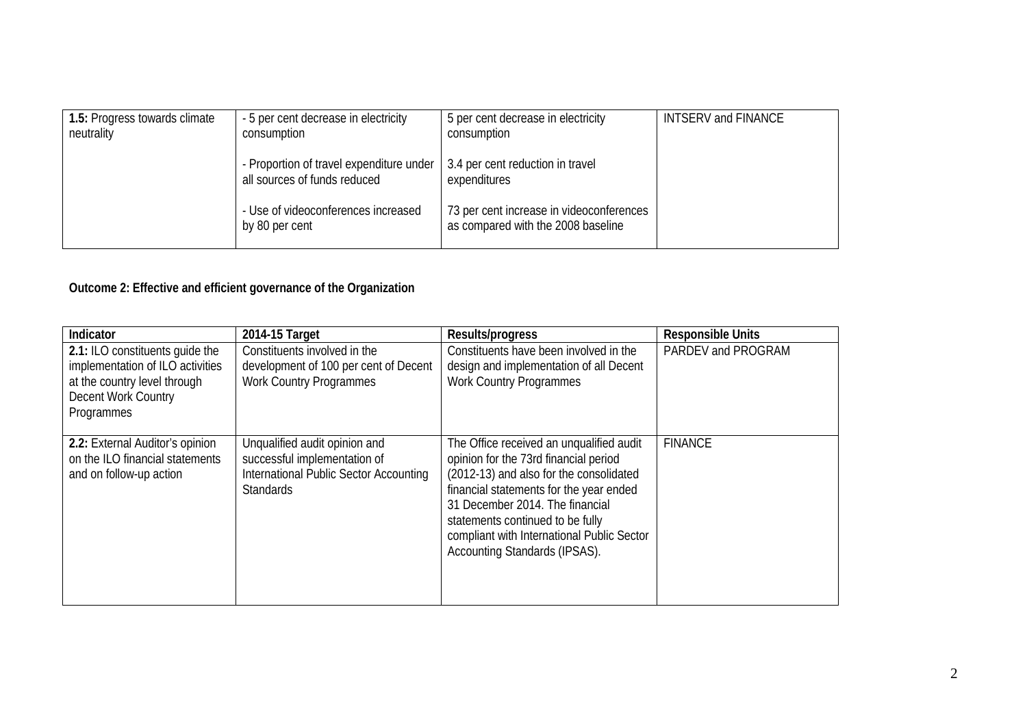| | | | |
|---|---|---|---|
| **1.5:** Progress towards climate neutrality | - 5 per cent decrease in electricity consumption<br><br>- Proportion of travel expenditure under all sources of funds reduced<br><br>- Use of videoconferences increased by 80 per cent | 5 per cent decrease in electricity consumption<br><br>3.4 per cent reduction in travel expenditures<br><br>73 per cent increase in videoconferences as compared with the 2008 baseline | INTSERV and FINANCE |

**Outcome 2: Effective and efficient governance of the Organization**

| Indicator | 2014-15 Target | Results/progress | Responsible Units |
|---|---|---|---|
| **2.1:** ILO constituents guide the implementation of ILO activities at the country level through Decent Work Country Programmes | Constituents involved in the development of 100 per cent of Decent Work Country Programmes | Constituents have been involved in the design and implementation of all Decent Work Country Programmes | PARDEV and PROGRAM |
| **2.2:** External Auditor's opinion on the ILO financial statements and on follow-up action | Unqualified audit opinion and successful implementation of International Public Sector Accounting Standards | The Office received an unqualified audit opinion for the 73rd financial period (2012-13) and also for the consolidated financial statements for the year ended 31 December 2014. The financial statements continued to be fully compliant with International Public Sector Accounting Standards (IPSAS). | FINANCE |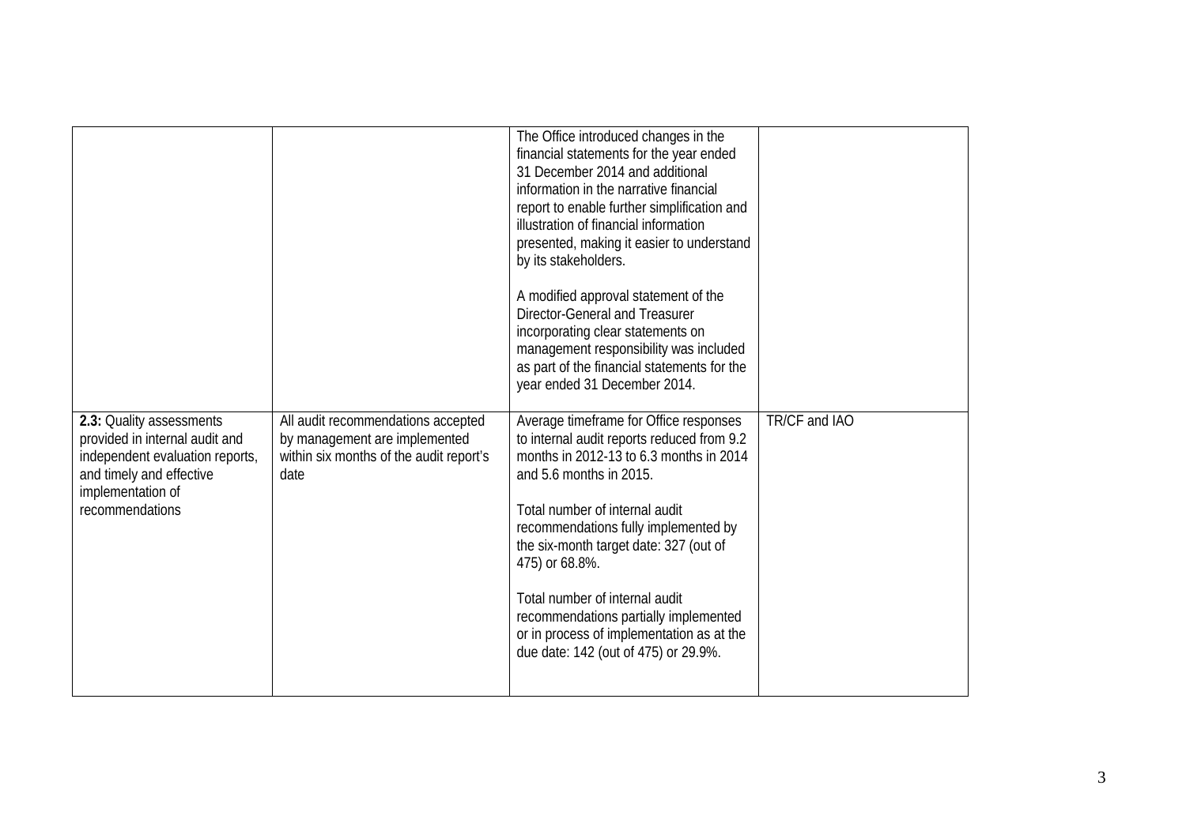| | | | |
|---|---|---|---|
| | | The Office introduced changes in the financial statements for the year ended 31 December 2014 and additional information in the narrative financial report to enable further simplification and illustration of financial information presented, making it easier to understand by its stakeholders.<br><br>A modified approval statement of the Director-General and Treasurer incorporating clear statements on management responsibility was included as part of the financial statements for the year ended 31 December 2014. | |
| **2.3:** Quality assessments provided in internal audit and independent evaluation reports, and timely and effective implementation of recommendations | All audit recommendations accepted by management are implemented within six months of the audit report's date | Average timeframe for Office responses to internal audit reports reduced from 9.2 months in 2012-13 to 6.3 months in 2014 and 5.6 months in 2015.<br><br>Total number of internal audit recommendations fully implemented by the six-month target date: 327 (out of 475) or 68.8%.<br><br>Total number of internal audit recommendations partially implemented or in process of implementation as at the due date: 142 (out of 475) or 29.9%. | TR/CF and IAO |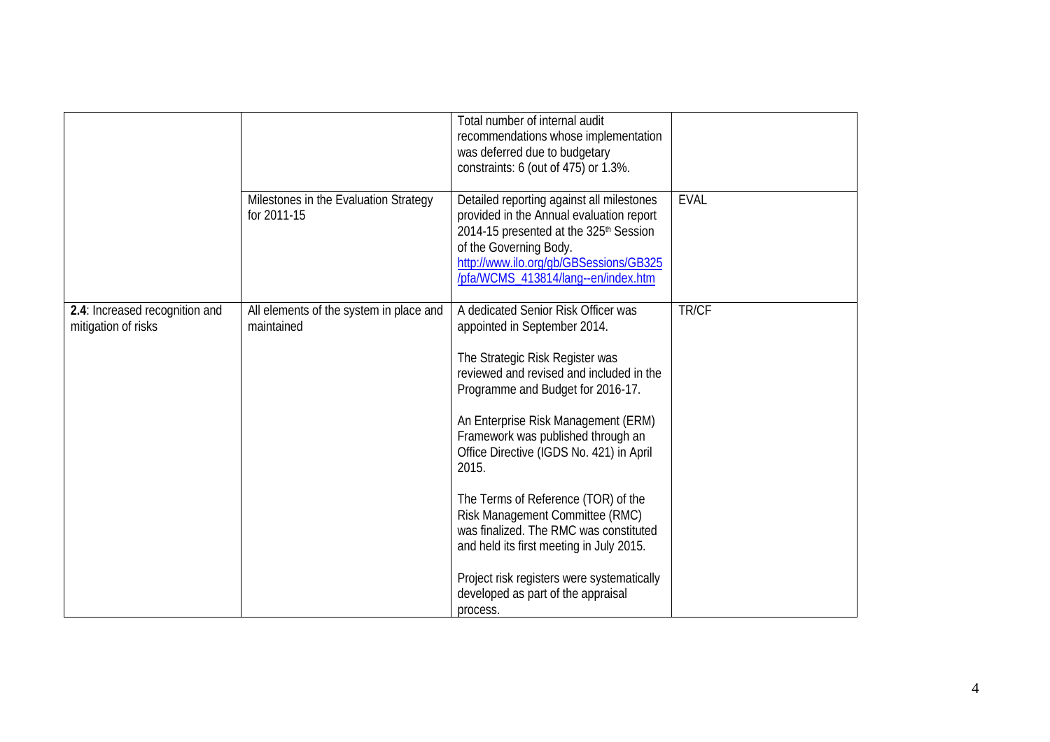| | | | |
|---|---|---|---|
| | | Total number of internal audit recommendations whose implementation was deferred due to budgetary constraints: 6 (out of 475) or 1.3%. | |
| | Milestones in the Evaluation Strategy for 2011-15 | Detailed reporting against all milestones provided in the Annual evaluation report 2014-15 presented at the 325th Session of the Governing Body. http://www.ilo.org/gb/GBSessions/GB325/pfa/WCMS_413814/lang--en/index.htm | EVAL |
| **2.4**: Increased recognition and mitigation of risks | All elements of the system in place and maintained | A dedicated Senior Risk Officer was appointed in September 2014.<br><br>The Strategic Risk Register was reviewed and revised and included in the Programme and Budget for 2016-17.<br><br>An Enterprise Risk Management (ERM) Framework was published through an Office Directive (IGDS No. 421) in April 2015.<br><br>The Terms of Reference (TOR) of the Risk Management Committee (RMC) was finalized. The RMC was constituted and held its first meeting in July 2015.<br><br>Project risk registers were systematically developed as part of the appraisal process. | TR/CF |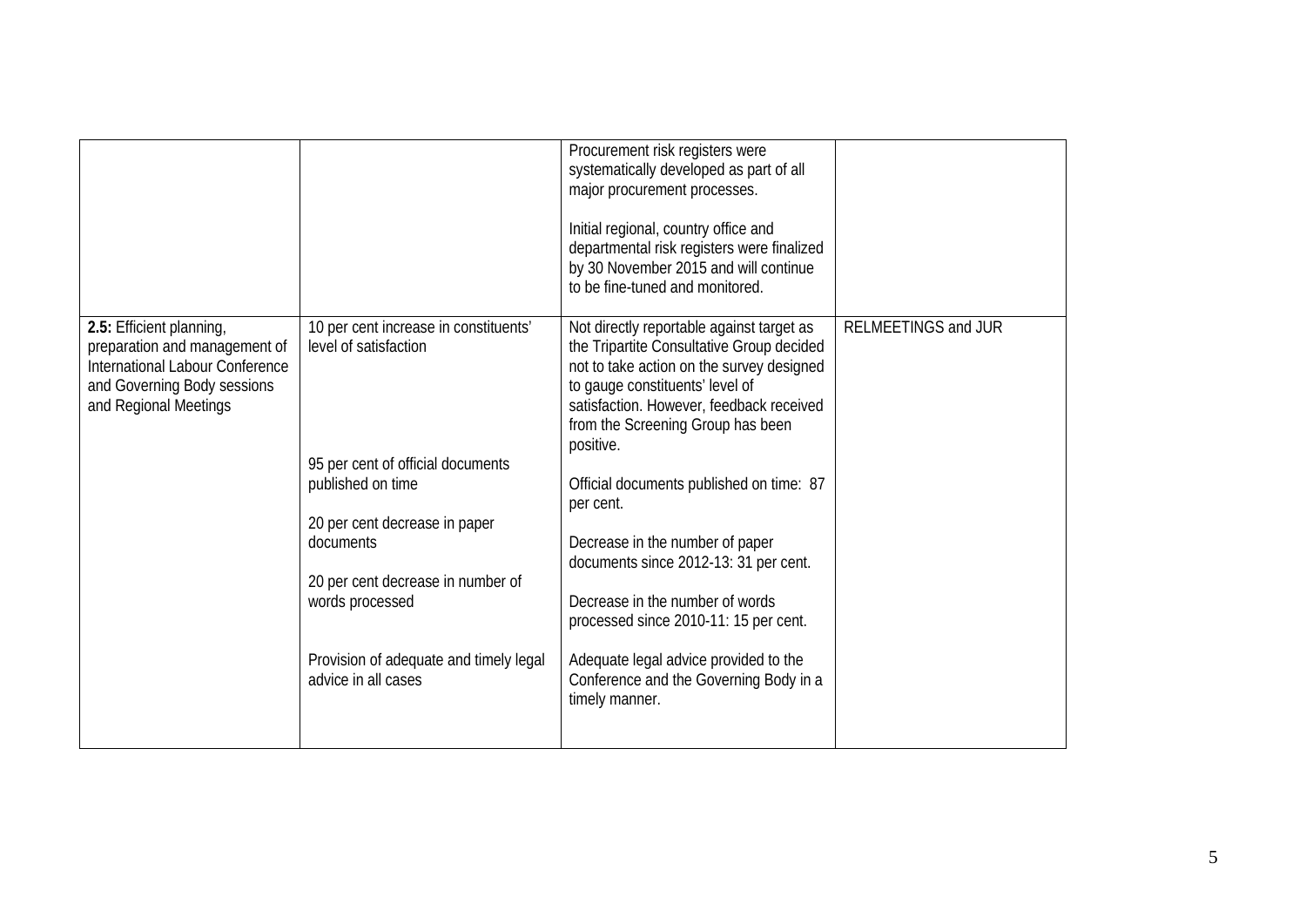| | | | |
|---|---|---|---|
| | | Procurement risk registers were systematically developed as part of all major procurement processes.<br><br>Initial regional, country office and departmental risk registers were finalized by 30 November 2015 and will continue to be fine-tuned and monitored. | |
| **2.5:** Efficient planning, preparation and management of International Labour Conference and Governing Body sessions and Regional Meetings | 10 per cent increase in constituents' level of satisfaction<br><br>95 per cent of official documents published on time<br><br>20 per cent decrease in paper documents<br><br>20 per cent decrease in number of words processed<br><br>Provision of adequate and timely legal advice in all cases | Not directly reportable against target as the Tripartite Consultative Group decided not to take action on the survey designed to gauge constituents' level of satisfaction. However, feedback received from the Screening Group has been positive.<br><br>Official documents published on time: 87 per cent.<br><br>Decrease in the number of paper documents since 2012-13: 31 per cent.<br><br>Decrease in the number of words processed since 2010-11: 15 per cent.<br><br>Adequate legal advice provided to the Conference and the Governing Body in a timely manner. | RELMEETINGS and JUR |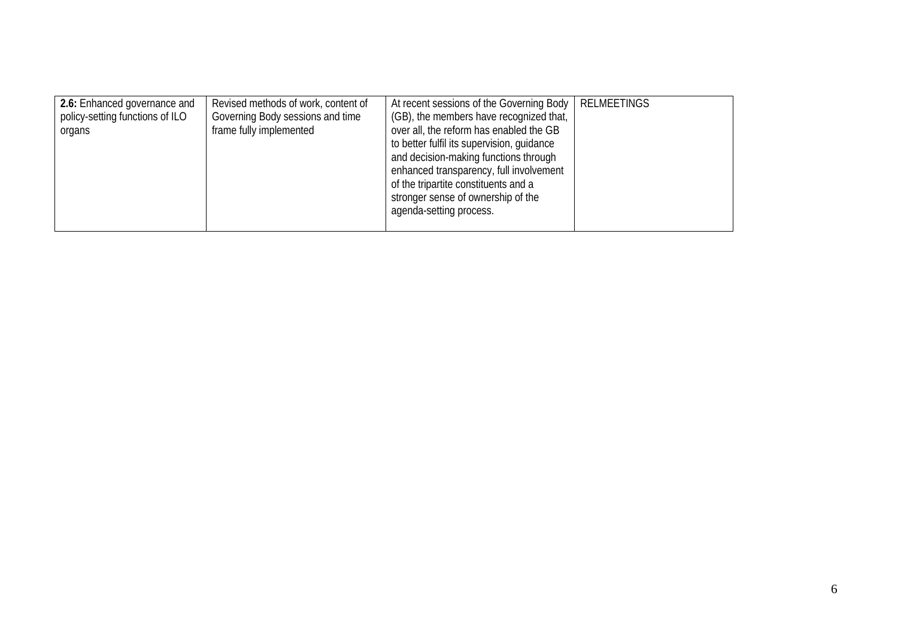| | | | |
|---|---|---|---|
| **2.6:** Enhanced governance and policy-setting functions of ILO organs | Revised methods of work, content of Governing Body sessions and time frame fully implemented | At recent sessions of the Governing Body (GB), the members have recognized that, over all, the reform has enabled the GB to better fulfil its supervision, guidance and decision-making functions through enhanced transparency, full involvement of the tripartite constituents and a stronger sense of ownership of the agenda-setting process. | RELMEETINGS |